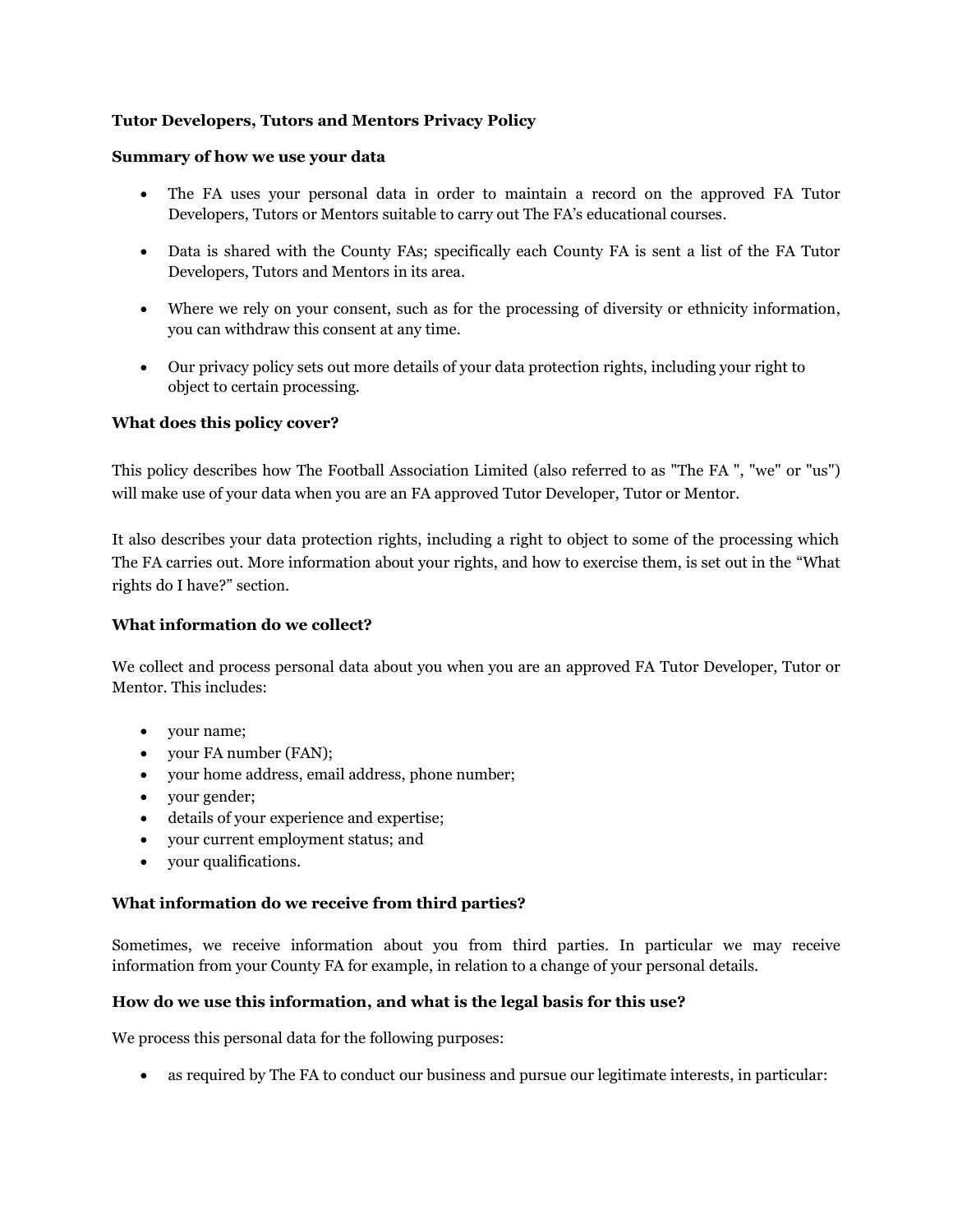**Tutor Developers, Tutors and Mentors Privacy Policy**

**Summary of how we use your data**

- The FA uses your personal data in order to maintain a record on the approved FA Tutor Developers, Tutors or Mentors suitable to carry out The FA's educational courses.
- Data is shared with the County FAs; specifically each County FA is sent a list of the FA Tutor Developers, Tutors and Mentors in its area.
- Where we rely on your consent, such as for the processing of diversity or ethnicity information, you can withdraw this consent at any time.
- Our privacy policy sets out more details of your data protection rights, including your right to object to certain processing.

**What does this policy cover?**

This policy describes how The Football Association Limited (also referred to as "The FA ", "we" or "us") will make use of your data when you are an FA approved Tutor Developer, Tutor or Mentor.

It also describes your data protection rights, including a right to object to some of the processing which The FA carries out. More information about your rights, and how to exercise them, is set out in the "What rights do I have?" section.

**What information do we collect?**

We collect and process personal data about you when you are an approved FA Tutor Developer, Tutor or Mentor. This includes:

- your name;
- your FA number (FAN);
- your home address, email address, phone number;
- your gender;
- details of your experience and expertise;
- your current employment status; and
- your qualifications.

**What information do we receive from third parties?**

Sometimes, we receive information about you from third parties. In particular we may receive information from your County FA for example, in relation to a change of your personal details.

**How do we use this information, and what is the legal basis for this use?**

We process this personal data for the following purposes:

- as required by The FA to conduct our business and pursue our legitimate interests, in particular: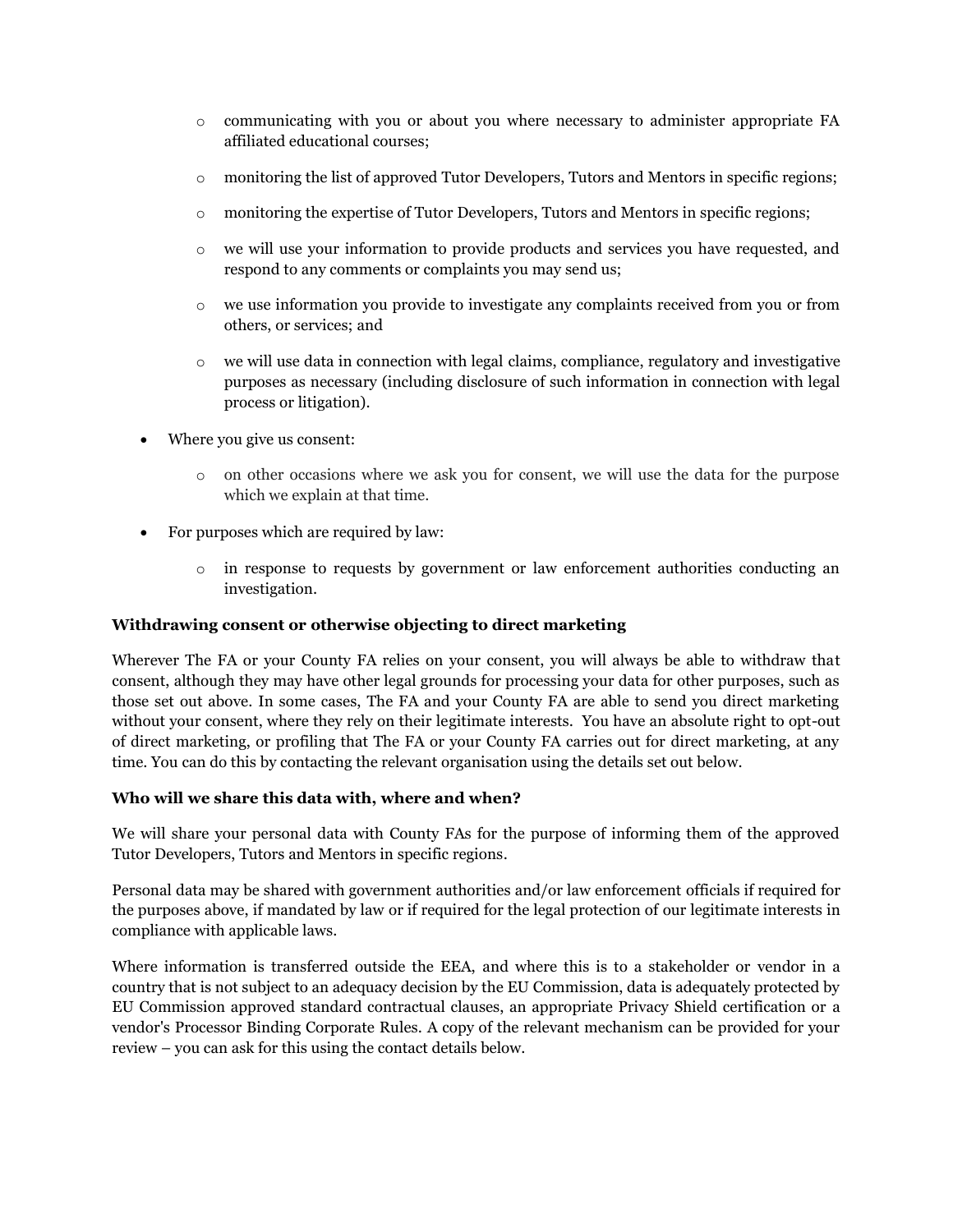- communicating with you or about you where necessary to administer appropriate FA affiliated educational courses;
  - monitoring the list of approved Tutor Developers, Tutors and Mentors in specific regions;
  - monitoring the expertise of Tutor Developers, Tutors and Mentors in specific regions;
  - we will use your information to provide products and services you have requested, and respond to any comments or complaints you may send us;
  - we use information you provide to investigate any complaints received from you or from others, or services; and
  - we will use data in connection with legal claims, compliance, regulatory and investigative purposes as necessary (including disclosure of such information in connection with legal process or litigation).

- Where you give us consent:
  - on other occasions where we ask you for consent, we will use the data for the purpose which we explain at that time.

- For purposes which are required by law:
  - in response to requests by government or law enforcement authorities conducting an investigation.

**Withdrawing consent or otherwise objecting to direct marketing**

Wherever The FA or your County FA relies on your consent, you will always be able to withdraw that consent, although they may have other legal grounds for processing your data for other purposes, such as those set out above. In some cases, The FA and your County FA are able to send you direct marketing without your consent, where they rely on their legitimate interests. You have an absolute right to opt-out of direct marketing, or profiling that The FA or your County FA carries out for direct marketing, at any time. You can do this by contacting the relevant organisation using the details set out below.

**Who will we share this data with, where and when?**

We will share your personal data with County FAs for the purpose of informing them of the approved Tutor Developers, Tutors and Mentors in specific regions.

Personal data may be shared with government authorities and/or law enforcement officials if required for the purposes above, if mandated by law or if required for the legal protection of our legitimate interests in compliance with applicable laws.

Where information is transferred outside the EEA, and where this is to a stakeholder or vendor in a country that is not subject to an adequacy decision by the EU Commission, data is adequately protected by EU Commission approved standard contractual clauses, an appropriate Privacy Shield certification or a vendor's Processor Binding Corporate Rules. A copy of the relevant mechanism can be provided for your review – you can ask for this using the contact details below.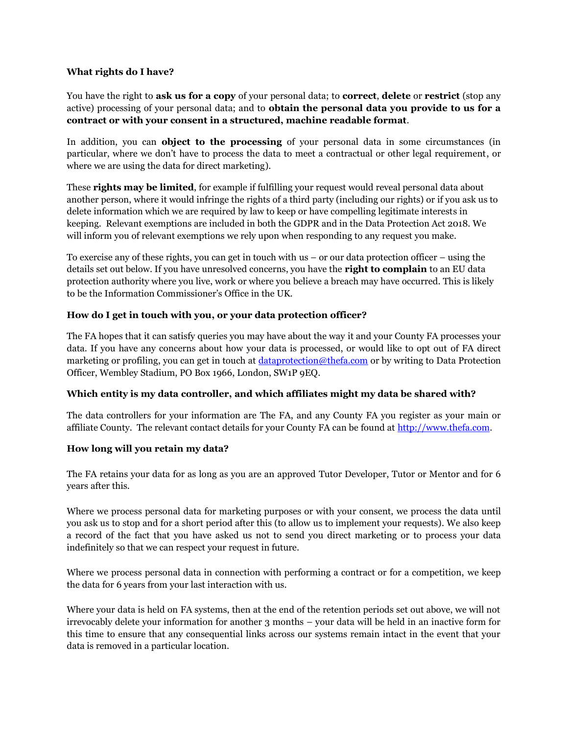**What rights do I have?**

You have the right to **ask us for a copy** of your personal data; to **correct**, **delete** or **restrict** (stop any active) processing of your personal data; and to **obtain the personal data you provide to us for a contract or with your consent in a structured, machine readable format**.

In addition, you can **object to the processing** of your personal data in some circumstances (in particular, where we don't have to process the data to meet a contractual or other legal requirement, or where we are using the data for direct marketing).

These **rights may be limited**, for example if fulfilling your request would reveal personal data about another person, where it would infringe the rights of a third party (including our rights) or if you ask us to delete information which we are required by law to keep or have compelling legitimate interests in keeping. Relevant exemptions are included in both the GDPR and in the Data Protection Act 2018. We will inform you of relevant exemptions we rely upon when responding to any request you make.

To exercise any of these rights, you can get in touch with us – or our data protection officer – using the details set out below. If you have unresolved concerns, you have the **right to complain** to an EU data protection authority where you live, work or where you believe a breach may have occurred. This is likely to be the Information Commissioner's Office in the UK.

**How do I get in touch with you, or your data protection officer?**

The FA hopes that it can satisfy queries you may have about the way it and your County FA processes your data. If you have any concerns about how your data is processed, or would like to opt out of FA direct marketing or profiling, you can get in touch at [dataprotection@thefa.com](mailto:dataprotection@thefa.com) or by writing to Data Protection Officer, Wembley Stadium, PO Box 1966, London, SW1P 9EQ.

**Which entity is my data controller, and which affiliates might my data be shared with?**

The data controllers for your information are The FA, and any County FA you register as your main or affiliate County. The relevant contact details for your County FA can be found at [http://www.thefa.com](http://www.thefa.com).

**How long will you retain my data?**

The FA retains your data for as long as you are an approved Tutor Developer, Tutor or Mentor and for 6 years after this.

Where we process personal data for marketing purposes or with your consent, we process the data until you ask us to stop and for a short period after this (to allow us to implement your requests). We also keep a record of the fact that you have asked us not to send you direct marketing or to process your data indefinitely so that we can respect your request in future.

Where we process personal data in connection with performing a contract or for a competition, we keep the data for 6 years from your last interaction with us.

Where your data is held on FA systems, then at the end of the retention periods set out above, we will not irrevocably delete your information for another 3 months – your data will be held in an inactive form for this time to ensure that any consequential links across our systems remain intact in the event that your data is removed in a particular location.